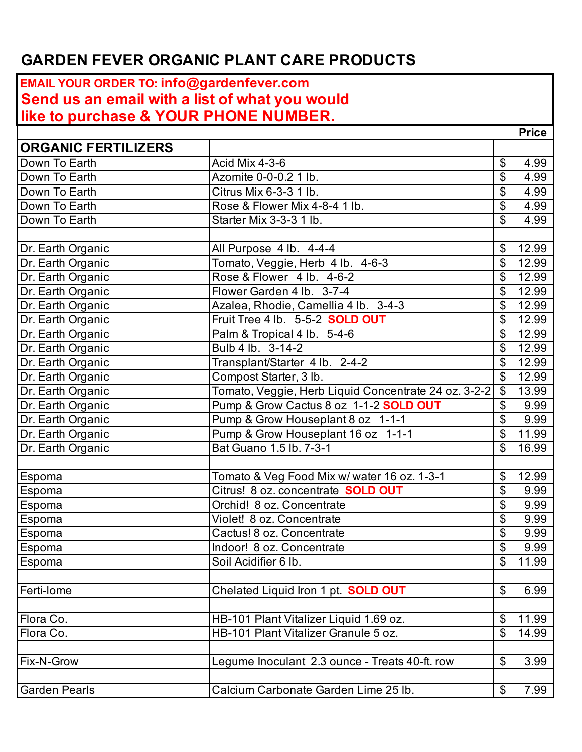# GARDEN FEVER ORGANIC PLANT CARE PRODUCTS

**EMAIL YOUR ORDER TO: info@gardenfever.com**
**Send us an email with a list of what you would like to purchase & YOUR PHONE NUMBER.**

| | | Price |
|---|---|---|
| **ORGANIC FERTILIZERS** | | |
| Down To Earth | Acid Mix 4-3-6 | $ 4.99 |
| Down To Earth | Azomite 0-0-0.2 1 lb. | $ 4.99 |
| Down To Earth | Citrus Mix 6-3-3 1 lb. | $ 4.99 |
| Down To Earth | Rose & Flower Mix 4-8-4 1 lb. | $ 4.99 |
| Down To Earth | Starter Mix 3-3-3 1 lb. | $ 4.99 |
| | | |
| Dr. Earth Organic | All Purpose 4 lb. 4-4-4 | $ 12.99 |
| Dr. Earth Organic | Tomato, Veggie, Herb 4 lb. 4-6-3 | $ 12.99 |
| Dr. Earth Organic | Rose & Flower 4 lb. 4-6-2 | $ 12.99 |
| Dr. Earth Organic | Flower Garden 4 lb. 3-7-4 | $ 12.99 |
| Dr. Earth Organic | Azalea, Rhodie, Camellia 4 lb. 3-4-3 | $ 12.99 |
| Dr. Earth Organic | Fruit Tree 4 lb. 5-5-2 **SOLD OUT** | $ 12.99 |
| Dr. Earth Organic | Palm & Tropical 4 lb. 5-4-6 | $ 12.99 |
| Dr. Earth Organic | Bulb 4 lb. 3-14-2 | $ 12.99 |
| Dr. Earth Organic | Transplant/Starter 4 lb. 2-4-2 | $ 12.99 |
| Dr. Earth Organic | Compost Starter, 3 lb. | $ 12.99 |
| Dr. Earth Organic | Tomato, Veggie, Herb Liquid Concentrate 24 oz. 3-2-2 | $ 13.99 |
| Dr. Earth Organic | Pump & Grow Cactus 8 oz 1-1-2 **SOLD OUT** | $ 9.99 |
| Dr. Earth Organic | Pump & Grow Houseplant 8 oz 1-1-1 | $ 9.99 |
| Dr. Earth Organic | Pump & Grow Houseplant 16 oz 1-1-1 | $ 11.99 |
| Dr. Earth Organic | Bat Guano 1.5 lb. 7-3-1 | $ 16.99 |
| | | |
| Espoma | Tomato & Veg Food Mix w/ water 16 oz. 1-3-1 | $ 12.99 |
| Espoma | Citrus! 8 oz. concentrate **SOLD OUT** | $ 9.99 |
| Espoma | Orchid! 8 oz. Concentrate | $ 9.99 |
| Espoma | Violet! 8 oz. Concentrate | $ 9.99 |
| Espoma | Cactus! 8 oz. Concentrate | $ 9.99 |
| Espoma | Indoor! 8 oz. Concentrate | $ 9.99 |
| Espoma | Soil Acidifier 6 lb. | $ 11.99 |
| | | |
| Ferti-lome | Chelated Liquid Iron 1 pt. **SOLD OUT** | $ 6.99 |
| | | |
| Flora Co. | HB-101 Plant Vitalizer Liquid 1.69 oz. | $ 11.99 |
| Flora Co. | HB-101 Plant Vitalizer Granule 5 oz. | $ 14.99 |
| | | |
| Fix-N-Grow | Legume Inoculant 2.3 ounce - Treats 40-ft. row | $ 3.99 |
| | | |
| Garden Pearls | Calcium Carbonate Garden Lime 25 lb. | $ 7.99 |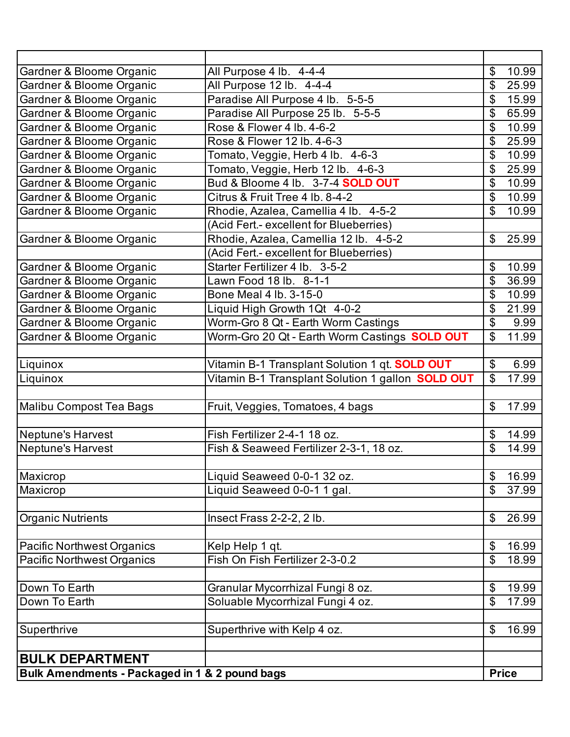| | | |
|---|---|---|
| Gardner & Bloome Organic | All Purpose 4 lb. 4-4-4 | $ 10.99 |
| Gardner & Bloome Organic | All Purpose 12 lb. 4-4-4 | $ 25.99 |
| Gardner & Bloome Organic | Paradise All Purpose 4 lb. 5-5-5 | $ 15.99 |
| Gardner & Bloome Organic | Paradise All Purpose 25 lb. 5-5-5 | $ 65.99 |
| Gardner & Bloome Organic | Rose & Flower 4 lb. 4-6-2 | $ 10.99 |
| Gardner & Bloome Organic | Rose & Flower 12 lb. 4-6-3 | $ 25.99 |
| Gardner & Bloome Organic | Tomato, Veggie, Herb 4 lb. 4-6-3 | $ 10.99 |
| Gardner & Bloome Organic | Tomato, Veggie, Herb 12 lb. 4-6-3 | $ 25.99 |
| Gardner & Bloome Organic | Bud & Bloome 4 lb. 3-7-4 **SOLD OUT** | $ 10.99 |
| Gardner & Bloome Organic | Citrus & Fruit Tree 4 lb. 8-4-2 | $ 10.99 |
| Gardner & Bloome Organic | Rhodie, Azalea, Camellia 4 lb. 4-5-2 | $ 10.99 |
| | (Acid Fert.- excellent for Blueberries) | |
| Gardner & Bloome Organic | Rhodie, Azalea, Camellia 12 lb. 4-5-2 | $ 25.99 |
| | (Acid Fert.- excellent for Blueberries) | |
| Gardner & Bloome Organic | Starter Fertilizer 4 lb. 3-5-2 | $ 10.99 |
| Gardner & Bloome Organic | Lawn Food 18 lb. 8-1-1 | $ 36.99 |
| Gardner & Bloome Organic | Bone Meal 4 lb. 3-15-0 | $ 10.99 |
| Gardner & Bloome Organic | Liquid High Growth 1Qt 4-0-2 | $ 21.99 |
| Gardner & Bloome Organic | Worm-Gro 8 Qt - Earth Worm Castings | $ 9.99 |
| Gardner & Bloome Organic | Worm-Gro 20 Qt - Earth Worm Castings **SOLD OUT** | $ 11.99 |
| | | |
| Liquinox | Vitamin B-1 Transplant Solution 1 qt. **SOLD OUT** | $ 6.99 |
| Liquinox | Vitamin B-1 Transplant Solution 1 gallon **SOLD OUT** | $ 17.99 |
| | | |
| Malibu Compost Tea Bags | Fruit, Veggies, Tomatoes, 4 bags | $ 17.99 |
| | | |
| Neptune's Harvest | Fish Fertilizer 2-4-1 18 oz. | $ 14.99 |
| Neptune's Harvest | Fish & Seaweed Fertilizer 2-3-1, 18 oz. | $ 14.99 |
| | | |
| Maxicrop | Liquid Seaweed 0-0-1 32 oz. | $ 16.99 |
| Maxicrop | Liquid Seaweed 0-0-1 1 gal. | $ 37.99 |
| | | |
| Organic Nutrients | Insect Frass 2-2-2, 2 lb. | $ 26.99 |
| | | |
| Pacific Northwest Organics | Kelp Help 1 qt. | $ 16.99 |
| Pacific Northwest Organics | Fish On Fish Fertilizer 2-3-0.2 | $ 18.99 |
| | | |
| Down To Earth | Granular Mycorrhizal Fungi 8 oz. | $ 19.99 |
| Down To Earth | Soluable Mycorrhizal Fungi 4 oz. | $ 17.99 |
| | | |
| Superthrive | Superthrive with Kelp 4 oz. | $ 16.99 |
| | | |
| **BULK DEPARTMENT** | | |
| **Bulk Amendments - Packaged in 1 & 2 pound bags** | | **Price** |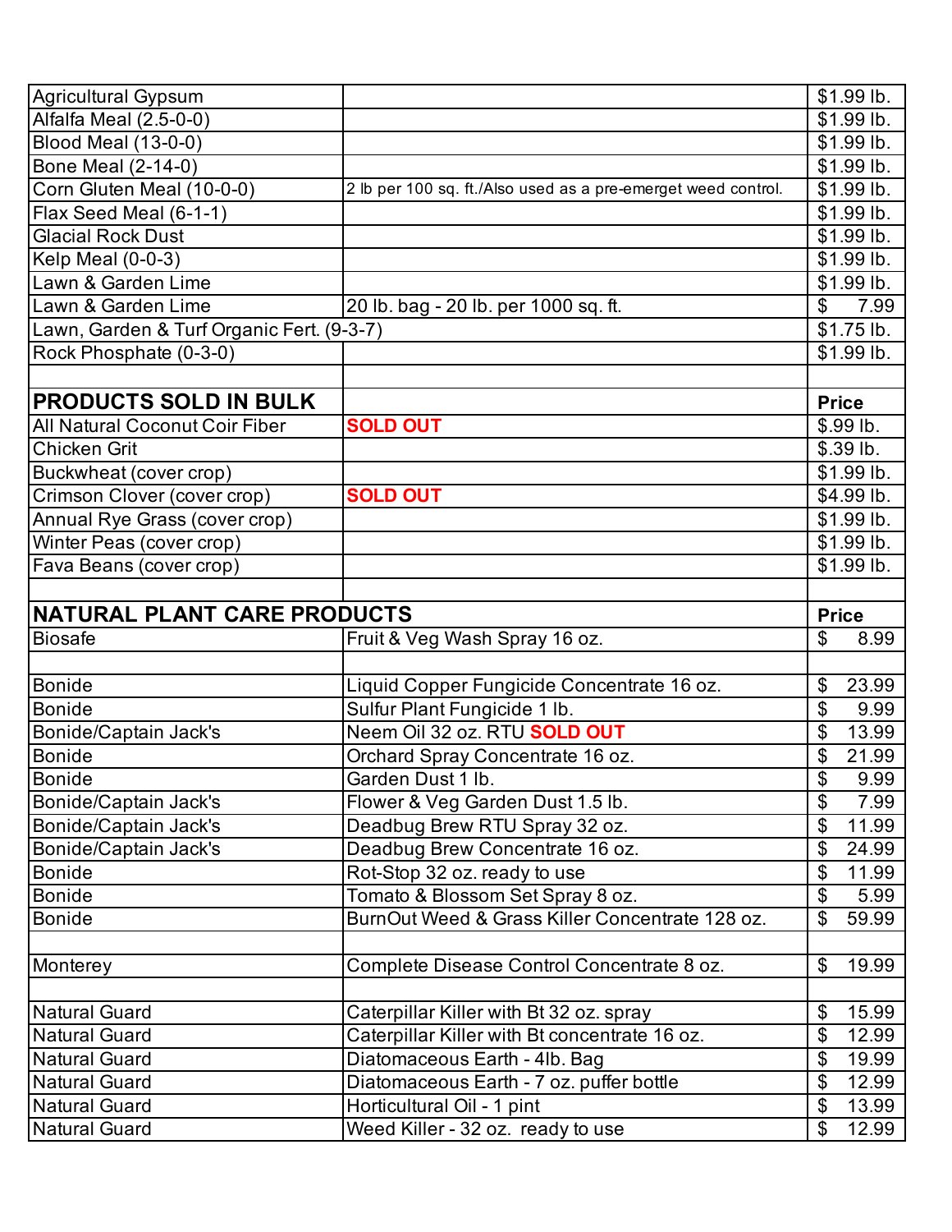| | | |
|---|---|---|
| Agricultural Gypsum | | $1.99 lb. |
| Alfalfa Meal (2.5-0-0) | | $1.99 lb. |
| Blood Meal (13-0-0) | | $1.99 lb. |
| Bone Meal (2-14-0) | | $1.99 lb. |
| Corn Gluten Meal (10-0-0) | 2 lb per 100 sq. ft./Also used as a pre-emerget weed control. | $1.99 lb. |
| Flax Seed Meal (6-1-1) | | $1.99 lb. |
| Glacial Rock Dust | | $1.99 lb. |
| Kelp Meal (0-0-3) | | $1.99 lb. |
| Lawn & Garden Lime | | $1.99 lb. |
| Lawn & Garden Lime | 20 lb. bag - 20 lb. per 1000 sq. ft. | $ 7.99 |
| Lawn, Garden & Turf Organic Fert. (9-3-7) | | $1.75 lb. |
| Rock Phosphate (0-3-0) | | $1.99 lb. |
| | | |
| **PRODUCTS SOLD IN BULK** | | **Price** |
| All Natural Coconut Coir Fiber | **SOLD OUT** | $.99 lb. |
| Chicken Grit | | $.39 lb. |
| Buckwheat (cover crop) | | $1.99 lb. |
| Crimson Clover (cover crop) | **SOLD OUT** | $4.99 lb. |
| Annual Rye Grass (cover crop) | | $1.99 lb. |
| Winter Peas (cover crop) | | $1.99 lb. |
| Fava Beans (cover crop) | | $1.99 lb. |
| | | |
| **NATURAL PLANT CARE PRODUCTS** | | **Price** |
| Biosafe | Fruit & Veg Wash Spray 16 oz. | $ 8.99 |
| | | |
| Bonide | Liquid Copper Fungicide Concentrate 16 oz. | $ 23.99 |
| Bonide | Sulfur Plant Fungicide 1 lb. | $ 9.99 |
| Bonide/Captain Jack's | Neem Oil 32 oz. RTU **SOLD OUT** | $ 13.99 |
| Bonide | Orchard Spray Concentrate 16 oz. | $ 21.99 |
| Bonide | Garden Dust 1 lb. | $ 9.99 |
| Bonide/Captain Jack's | Flower & Veg Garden Dust 1.5 lb. | $ 7.99 |
| Bonide/Captain Jack's | Deadbug Brew RTU Spray 32 oz. | $ 11.99 |
| Bonide/Captain Jack's | Deadbug Brew Concentrate 16 oz. | $ 24.99 |
| Bonide | Rot-Stop 32 oz. ready to use | $ 11.99 |
| Bonide | Tomato & Blossom Set Spray 8 oz. | $ 5.99 |
| Bonide | BurnOut Weed & Grass Killer Concentrate 128 oz. | $ 59.99 |
| | | |
| Monterey | Complete Disease Control Concentrate 8 oz. | $ 19.99 |
| | | |
| Natural Guard | Caterpillar Killer with Bt 32 oz. spray | $ 15.99 |
| Natural Guard | Caterpillar Killer with Bt concentrate 16 oz. | $ 12.99 |
| Natural Guard | Diatomaceous Earth - 4lb. Bag | $ 19.99 |
| Natural Guard | Diatomaceous Earth - 7 oz. puffer bottle | $ 12.99 |
| Natural Guard | Horticultural Oil - 1 pint | $ 13.99 |
| Natural Guard | Weed Killer - 32 oz. ready to use | $ 12.99 |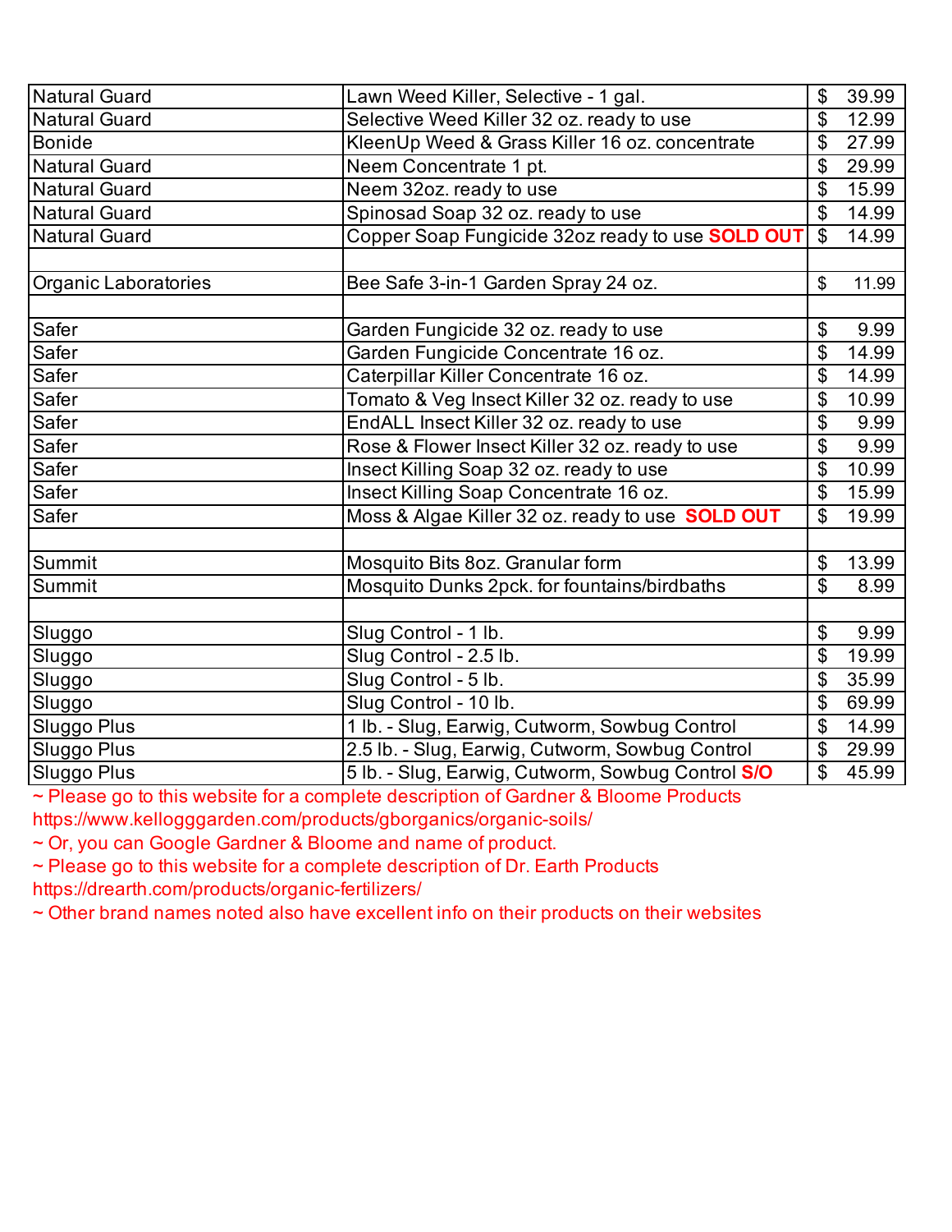| | | | |
|---|---|---|---|
| Natural Guard | Lawn Weed Killer, Selective - 1 gal. | $ | 39.99 |
| Natural Guard | Selective Weed Killer 32 oz. ready to use | $ | 12.99 |
| Bonide | KleenUp Weed & Grass Killer 16 oz. concentrate | $ | 27.99 |
| Natural Guard | Neem Concentrate 1 pt. | $ | 29.99 |
| Natural Guard | Neem 32oz. ready to use | $ | 15.99 |
| Natural Guard | Spinosad Soap 32 oz. ready to use | $ | 14.99 |
| Natural Guard | Copper Soap Fungicide 32oz ready to use **SOLD OUT** | $ | 14.99 |
| | | | |
| Organic Laboratories | Bee Safe 3-in-1 Garden Spray 24 oz. | $ | 11.99 |
| | | | |
| Safer | Garden Fungicide 32 oz. ready to use | $ | 9.99 |
| Safer | Garden Fungicide Concentrate 16 oz. | $ | 14.99 |
| Safer | Caterpillar Killer Concentrate 16 oz. | $ | 14.99 |
| Safer | Tomato & Veg Insect Killer 32 oz. ready to use | $ | 10.99 |
| Safer | EndALL Insect Killer 32 oz. ready to use | $ | 9.99 |
| Safer | Rose & Flower Insect Killer 32 oz. ready to use | $ | 9.99 |
| Safer | Insect Killing Soap 32 oz. ready to use | $ | 10.99 |
| Safer | Insect Killing Soap Concentrate 16 oz. | $ | 15.99 |
| Safer | Moss & Algae Killer 32 oz. ready to use **SOLD OUT** | $ | 19.99 |
| | | | |
| Summit | Mosquito Bits 8oz. Granular form | $ | 13.99 |
| Summit | Mosquito Dunks 2pck. for fountains/birdbaths | $ | 8.99 |
| | | | |
| Sluggo | Slug Control - 1 lb. | $ | 9.99 |
| Sluggo | Slug Control - 2.5 lb. | $ | 19.99 |
| Sluggo | Slug Control - 5 lb. | $ | 35.99 |
| Sluggo | Slug Control - 10 lb. | $ | 69.99 |
| Sluggo Plus | 1 lb. - Slug, Earwig, Cutworm, Sowbug Control | $ | 14.99 |
| Sluggo Plus | 2.5 lb. - Slug, Earwig, Cutworm, Sowbug Control | $ | 29.99 |
| Sluggo Plus | 5 lb. - Slug, Earwig, Cutworm, Sowbug Control **S/O** | $ | 45.99 |

~ Please go to this website for a complete description of Gardner & Bloome Products
https://www.kellogggarden.com/products/gborganics/organic-soils/
~ Or, you can Google Gardner & Bloome and name of product.
~ Please go to this website for a complete description of Dr. Earth Products
https://drearth.com/products/organic-fertilizers/
~ Other brand names noted also have excellent info on their products on their websites